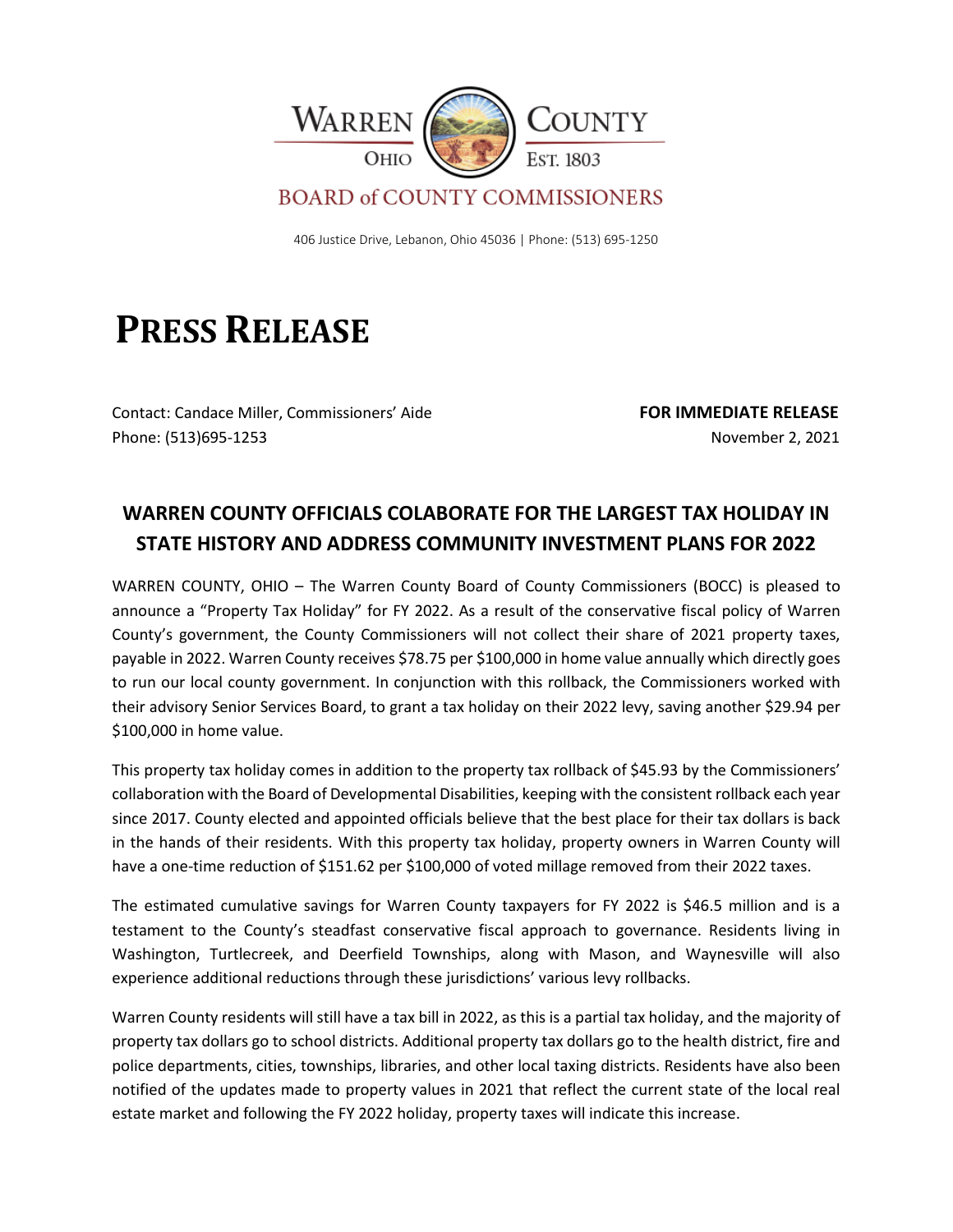WARREN COUNTY

OHIO · EST. 1803

BOARD of COUNTY COMMISSIONERS

406 Justice Drive, Lebanon, Ohio 45036 | Phone: (513) 695-1250

# PRESS RELEASE

Contact: Candace Miller, Commissioners' Aide
Phone: (513)695-1253

**FOR IMMEDIATE RELEASE**
November 2, 2021

## WARREN COUNTY OFFICIALS COLABORATE FOR THE LARGEST TAX HOLIDAY IN STATE HISTORY AND ADDRESS COMMUNITY INVESTMENT PLANS FOR 2022

WARREN COUNTY, OHIO – The Warren County Board of County Commissioners (BOCC) is pleased to announce a "Property Tax Holiday" for FY 2022. As a result of the conservative fiscal policy of Warren County's government, the County Commissioners will not collect their share of 2021 property taxes, payable in 2022. Warren County receives $78.75 per $100,000 in home value annually which directly goes to run our local county government. In conjunction with this rollback, the Commissioners worked with their advisory Senior Services Board, to grant a tax holiday on their 2022 levy, saving another $29.94 per $100,000 in home value.

This property tax holiday comes in addition to the property tax rollback of $45.93 by the Commissioners' collaboration with the Board of Developmental Disabilities, keeping with the consistent rollback each year since 2017. County elected and appointed officials believe that the best place for their tax dollars is back in the hands of their residents. With this property tax holiday, property owners in Warren County will have a one-time reduction of $151.62 per $100,000 of voted millage removed from their 2022 taxes.

The estimated cumulative savings for Warren County taxpayers for FY 2022 is $46.5 million and is a testament to the County's steadfast conservative fiscal approach to governance. Residents living in Washington, Turtlecreek, and Deerfield Townships, along with Mason, and Waynesville will also experience additional reductions through these jurisdictions' various levy rollbacks.

Warren County residents will still have a tax bill in 2022, as this is a partial tax holiday, and the majority of property tax dollars go to school districts. Additional property tax dollars go to the health district, fire and police departments, cities, townships, libraries, and other local taxing districts. Residents have also been notified of the updates made to property values in 2021 that reflect the current state of the local real estate market and following the FY 2022 holiday, property taxes will indicate this increase.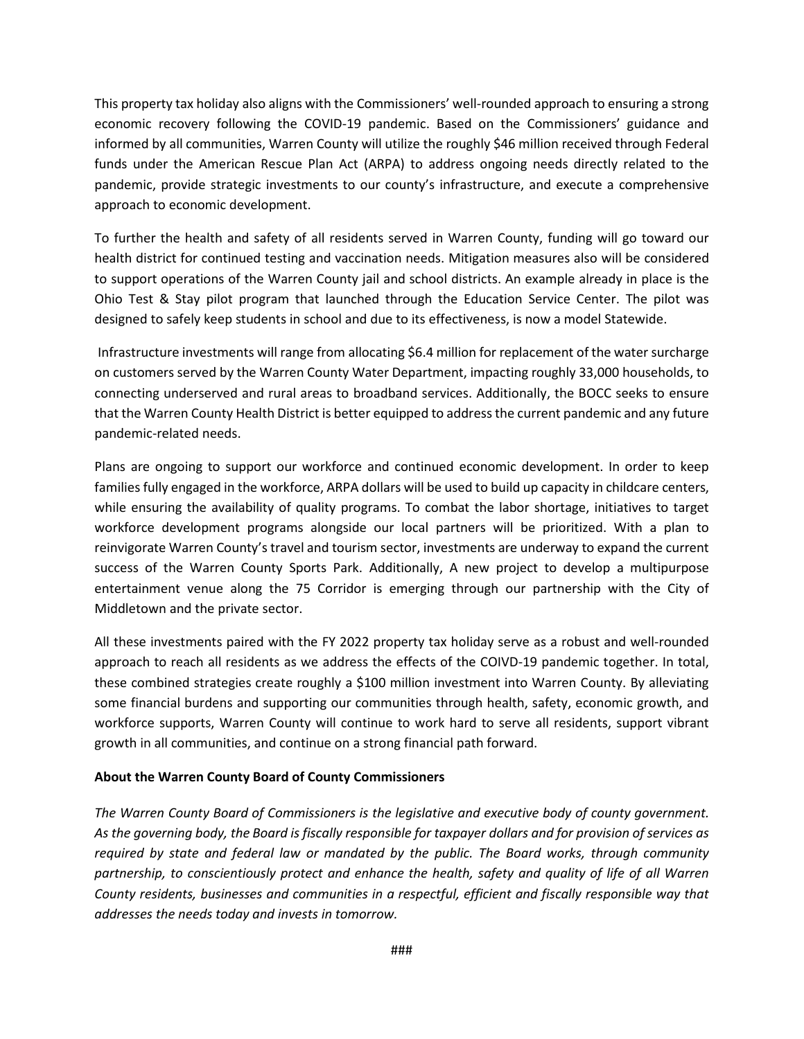This property tax holiday also aligns with the Commissioners' well-rounded approach to ensuring a strong economic recovery following the COVID-19 pandemic. Based on the Commissioners' guidance and informed by all communities, Warren County will utilize the roughly $46 million received through Federal funds under the American Rescue Plan Act (ARPA) to address ongoing needs directly related to the pandemic, provide strategic investments to our county's infrastructure, and execute a comprehensive approach to economic development.

To further the health and safety of all residents served in Warren County, funding will go toward our health district for continued testing and vaccination needs. Mitigation measures also will be considered to support operations of the Warren County jail and school districts. An example already in place is the Ohio Test & Stay pilot program that launched through the Education Service Center. The pilot was designed to safely keep students in school and due to its effectiveness, is now a model Statewide.

Infrastructure investments will range from allocating $6.4 million for replacement of the water surcharge on customers served by the Warren County Water Department, impacting roughly 33,000 households, to connecting underserved and rural areas to broadband services. Additionally, the BOCC seeks to ensure that the Warren County Health District is better equipped to address the current pandemic and any future pandemic-related needs.

Plans are ongoing to support our workforce and continued economic development. In order to keep families fully engaged in the workforce, ARPA dollars will be used to build up capacity in childcare centers, while ensuring the availability of quality programs. To combat the labor shortage, initiatives to target workforce development programs alongside our local partners will be prioritized. With a plan to reinvigorate Warren County's travel and tourism sector, investments are underway to expand the current success of the Warren County Sports Park. Additionally, A new project to develop a multipurpose entertainment venue along the 75 Corridor is emerging through our partnership with the City of Middletown and the private sector.

All these investments paired with the FY 2022 property tax holiday serve as a robust and well-rounded approach to reach all residents as we address the effects of the COIVD-19 pandemic together. In total, these combined strategies create roughly a $100 million investment into Warren County. By alleviating some financial burdens and supporting our communities through health, safety, economic growth, and workforce supports, Warren County will continue to work hard to serve all residents, support vibrant growth in all communities, and continue on a strong financial path forward.

**About the Warren County Board of County Commissioners**

*The Warren County Board of Commissioners is the legislative and executive body of county government. As the governing body, the Board is fiscally responsible for taxpayer dollars and for provision of services as required by state and federal law or mandated by the public. The Board works, through community partnership, to conscientiously protect and enhance the health, safety and quality of life of all Warren County residents, businesses and communities in a respectful, efficient and fiscally responsible way that addresses the needs today and invests in tomorrow.*

###